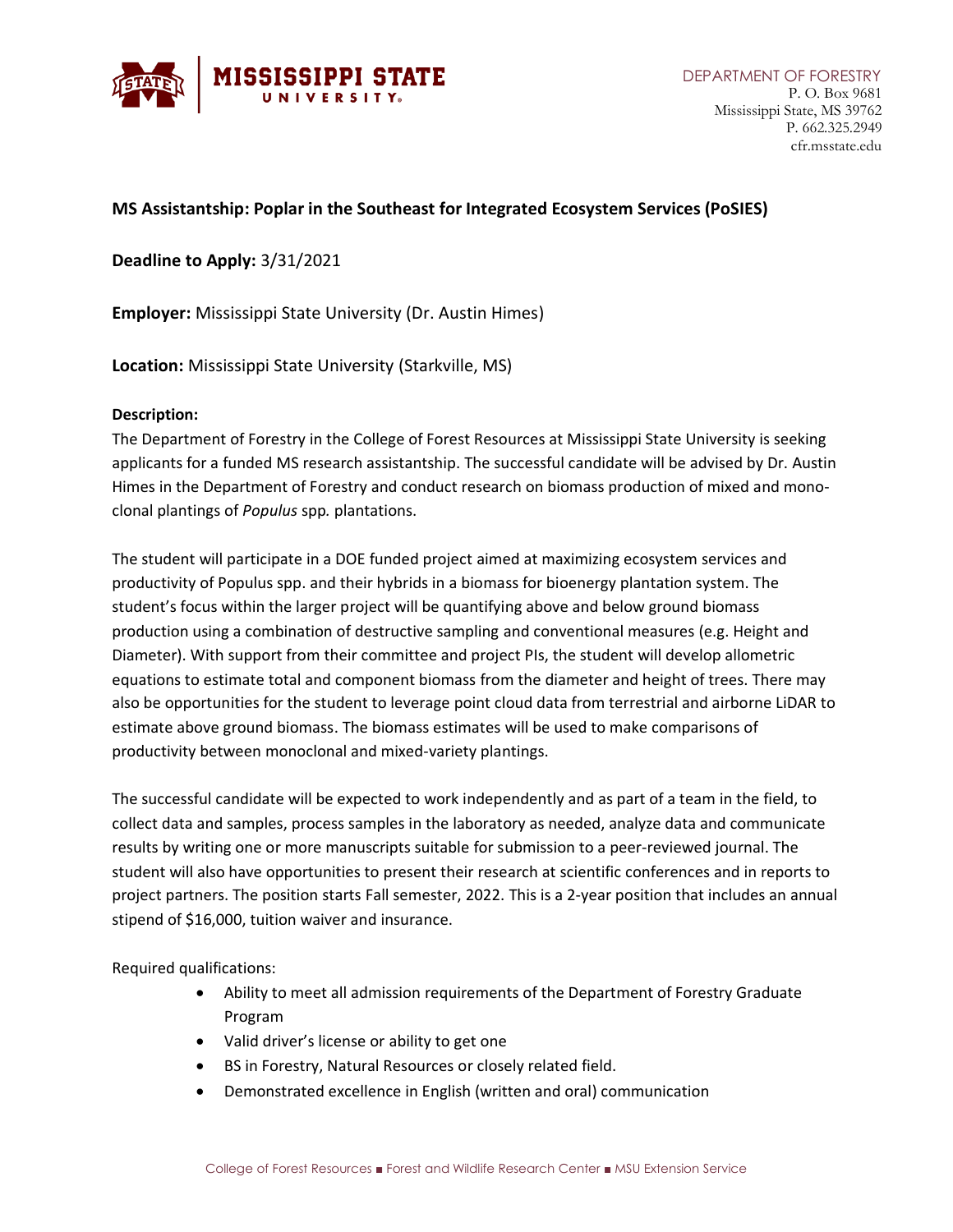DEPARTMENT OF FORESTRY
P. O. Box 9681
Mississippi State, MS 39762
P. 662.325.2949
cfr.msstate.edu

**MS Assistantship: Poplar in the Southeast for Integrated Ecosystem Services (PoSIES)**

**Deadline to Apply:** 3/31/2021

**Employer:** Mississippi State University (Dr. Austin Himes)

**Location:** Mississippi State University (Starkville, MS)

**Description:**

The Department of Forestry in the College of Forest Resources at Mississippi State University is seeking applicants for a funded MS research assistantship. The successful candidate will be advised by Dr. Austin Himes in the Department of Forestry and conduct research on biomass production of mixed and mono-clonal plantings of *Populus* spp*.* plantations.

The student will participate in a DOE funded project aimed at maximizing ecosystem services and productivity of Populus spp. and their hybrids in a biomass for bioenergy plantation system. The student's focus within the larger project will be quantifying above and below ground biomass production using a combination of destructive sampling and conventional measures (e.g. Height and Diameter). With support from their committee and project PIs, the student will develop allometric equations to estimate total and component biomass from the diameter and height of trees. There may also be opportunities for the student to leverage point cloud data from terrestrial and airborne LiDAR to estimate above ground biomass. The biomass estimates will be used to make comparisons of productivity between monoclonal and mixed-variety plantings.

The successful candidate will be expected to work independently and as part of a team in the field, to collect data and samples, process samples in the laboratory as needed, analyze data and communicate results by writing one or more manuscripts suitable for submission to a peer-reviewed journal. The student will also have opportunities to present their research at scientific conferences and in reports to project partners. The position starts Fall semester, 2022. This is a 2-year position that includes an annual stipend of $16,000, tuition waiver and insurance.

Required qualifications:

- Ability to meet all admission requirements of the Department of Forestry Graduate Program
- Valid driver's license or ability to get one
- BS in Forestry, Natural Resources or closely related field.
- Demonstrated excellence in English (written and oral) communication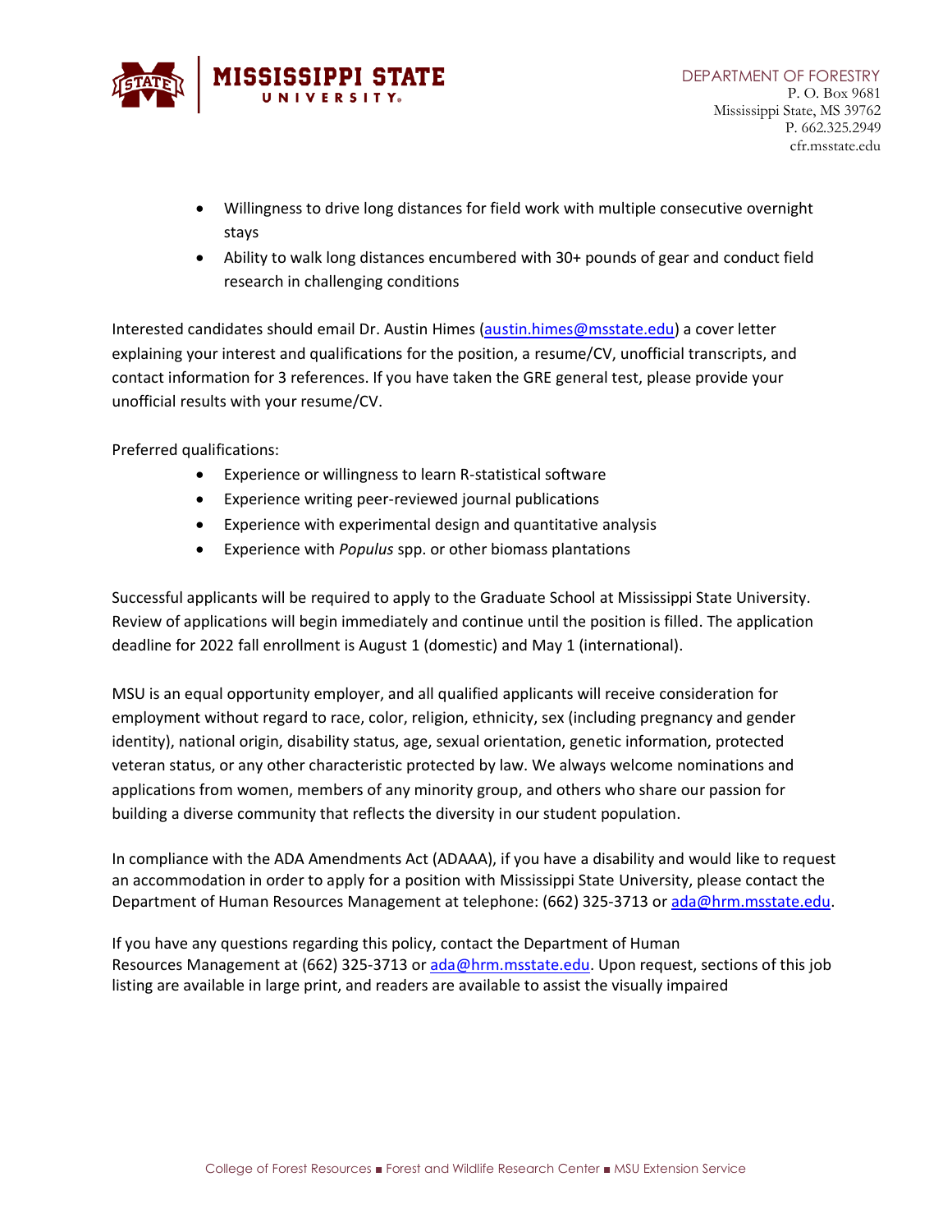- Willingness to drive long distances for field work with multiple consecutive overnight stays
- Ability to walk long distances encumbered with 30+ pounds of gear and conduct field research in challenging conditions

Interested candidates should email Dr. Austin Himes (austin.himes@msstate.edu) a cover letter explaining your interest and qualifications for the position, a resume/CV, unofficial transcripts, and contact information for 3 references. If you have taken the GRE general test, please provide your unofficial results with your resume/CV.

Preferred qualifications:

- Experience or willingness to learn R-statistical software
- Experience writing peer-reviewed journal publications
- Experience with experimental design and quantitative analysis
- Experience with *Populus* spp. or other biomass plantations

Successful applicants will be required to apply to the Graduate School at Mississippi State University. Review of applications will begin immediately and continue until the position is filled. The application deadline for 2022 fall enrollment is August 1 (domestic) and May 1 (international).

MSU is an equal opportunity employer, and all qualified applicants will receive consideration for employment without regard to race, color, religion, ethnicity, sex (including pregnancy and gender identity), national origin, disability status, age, sexual orientation, genetic information, protected veteran status, or any other characteristic protected by law. We always welcome nominations and applications from women, members of any minority group, and others who share our passion for building a diverse community that reflects the diversity in our student population.

In compliance with the ADA Amendments Act (ADAAA), if you have a disability and would like to request an accommodation in order to apply for a position with Mississippi State University, please contact the Department of Human Resources Management at telephone: (662) 325-3713 or ada@hrm.msstate.edu.

If you have any questions regarding this policy, contact the Department of Human Resources Management at (662) 325-3713 or ada@hrm.msstate.edu. Upon request, sections of this job listing are available in large print, and readers are available to assist the visually impaired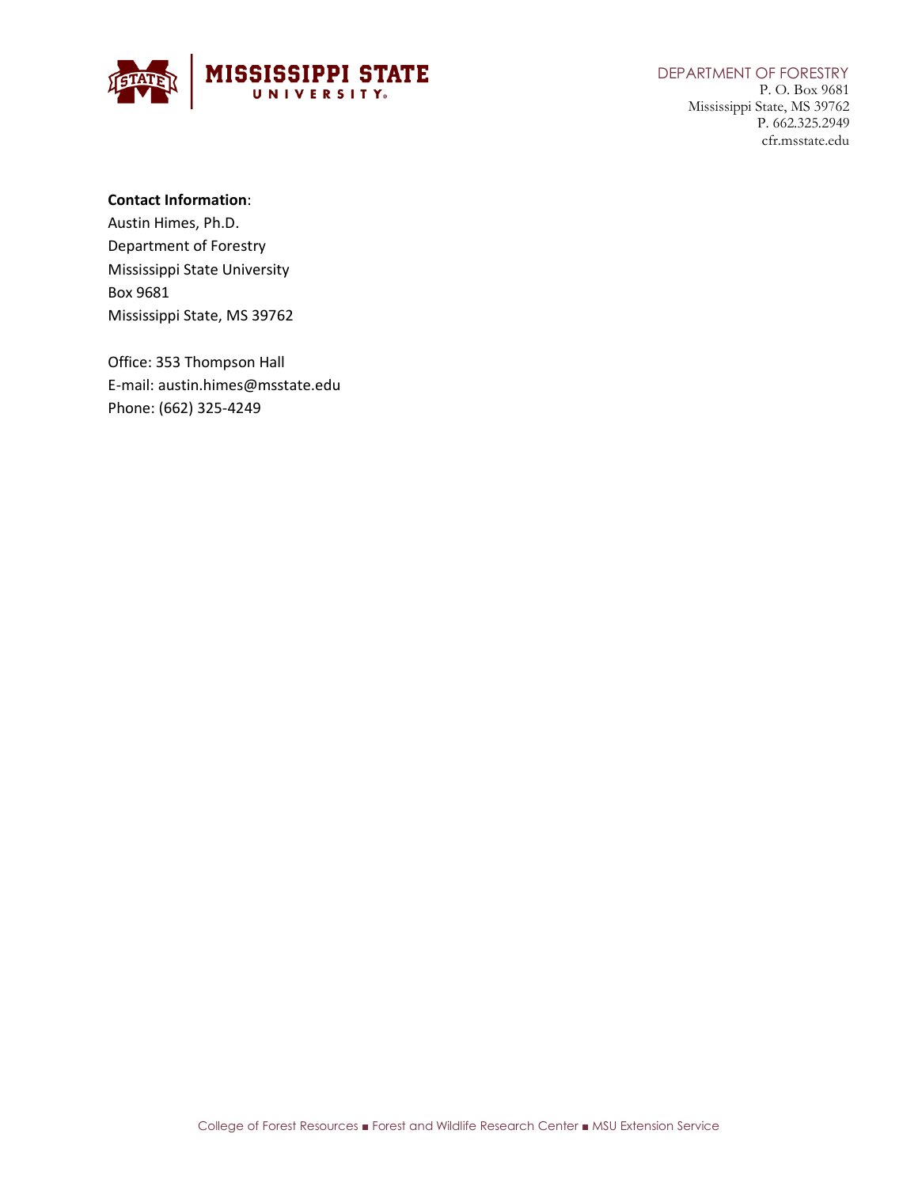**Contact Information**:
Austin Himes, Ph.D.
Department of Forestry
Mississippi State University
Box 9681
Mississippi State, MS 39762

Office: 353 Thompson Hall
E-mail: austin.himes@msstate.edu
Phone: (662) 325-4249